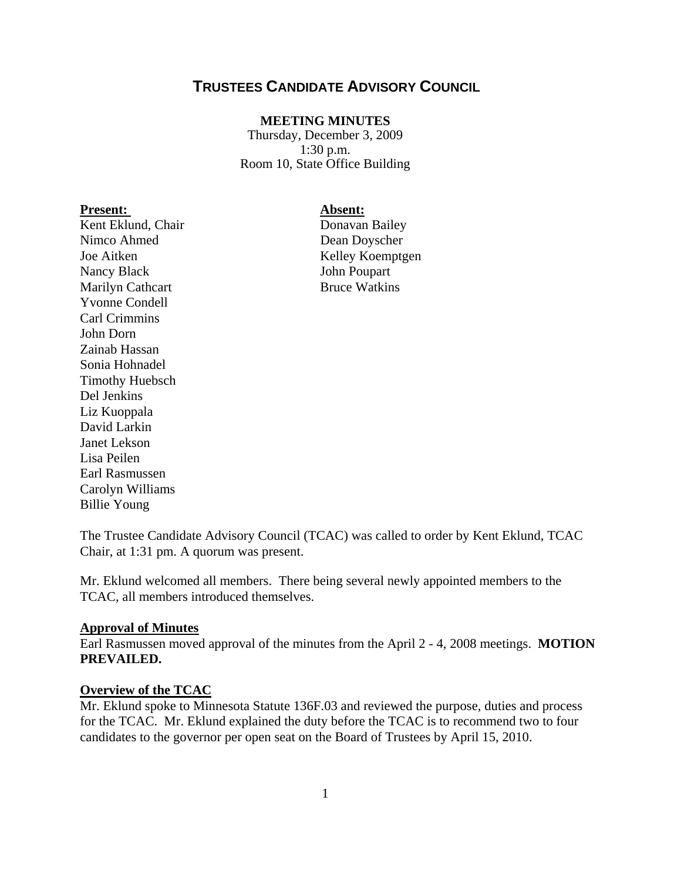# TRUSTEES CANDIDATE ADVISORY COUNCIL

**MEETING MINUTES**

Thursday, December 3, 2009
1:30 p.m.
Room 10, State Office Building

**Present:**

Kent Eklund, Chair
Nimco Ahmed
Joe Aitken
Nancy Black
Marilyn Cathcart
Yvonne Condell
Carl Crimmins
John Dorn
Zainab Hassan
Sonia Hohnadel
Timothy Huebsch
Del Jenkins
Liz Kuoppala
David Larkin
Janet Lekson
Lisa Peilen
Earl Rasmussen
Carolyn Williams
Billie Young

**Absent:**

Donavan Bailey
Dean Doyscher
Kelley Koemptgen
John Poupart
Bruce Watkins

The Trustee Candidate Advisory Council (TCAC) was called to order by Kent Eklund, TCAC Chair, at 1:31 pm. A quorum was present.

Mr. Eklund welcomed all members. There being several newly appointed members to the TCAC, all members introduced themselves.

**Approval of Minutes**

Earl Rasmussen moved approval of the minutes from the April 2 - 4, 2008 meetings. **MOTION PREVAILED.**

**Overview of the TCAC**

Mr. Eklund spoke to Minnesota Statute 136F.03 and reviewed the purpose, duties and process for the TCAC. Mr. Eklund explained the duty before the TCAC is to recommend two to four candidates to the governor per open seat on the Board of Trustees by April 15, 2010.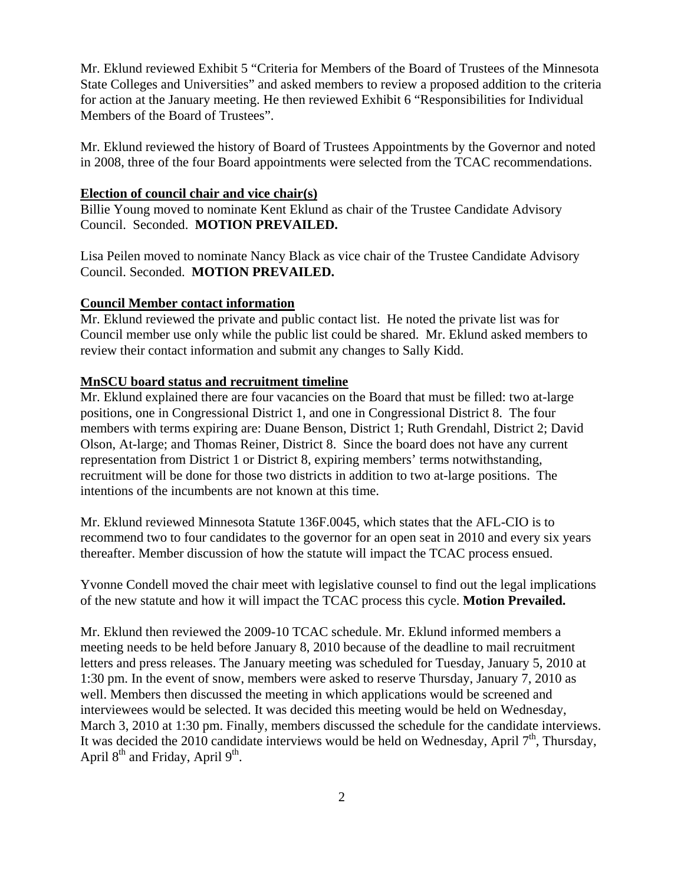Mr. Eklund reviewed Exhibit 5 "Criteria for Members of the Board of Trustees of the Minnesota State Colleges and Universities" and asked members to review a proposed addition to the criteria for action at the January meeting. He then reviewed Exhibit 6 "Responsibilities for Individual Members of the Board of Trustees".

Mr. Eklund reviewed the history of Board of Trustees Appointments by the Governor and noted in 2008, three of the four Board appointments were selected from the TCAC recommendations.

**Election of council chair and vice chair(s)**

Billie Young moved to nominate Kent Eklund as chair of the Trustee Candidate Advisory Council. Seconded. **MOTION PREVAILED.**

Lisa Peilen moved to nominate Nancy Black as vice chair of the Trustee Candidate Advisory Council. Seconded. **MOTION PREVAILED.**

**Council Member contact information**

Mr. Eklund reviewed the private and public contact list. He noted the private list was for Council member use only while the public list could be shared. Mr. Eklund asked members to review their contact information and submit any changes to Sally Kidd.

**MnSCU board status and recruitment timeline**

Mr. Eklund explained there are four vacancies on the Board that must be filled: two at-large positions, one in Congressional District 1, and one in Congressional District 8. The four members with terms expiring are: Duane Benson, District 1; Ruth Grendahl, District 2; David Olson, At-large; and Thomas Reiner, District 8. Since the board does not have any current representation from District 1 or District 8, expiring members' terms notwithstanding, recruitment will be done for those two districts in addition to two at-large positions. The intentions of the incumbents are not known at this time.

Mr. Eklund reviewed Minnesota Statute 136F.0045, which states that the AFL-CIO is to recommend two to four candidates to the governor for an open seat in 2010 and every six years thereafter. Member discussion of how the statute will impact the TCAC process ensued.

Yvonne Condell moved the chair meet with legislative counsel to find out the legal implications of the new statute and how it will impact the TCAC process this cycle. **Motion Prevailed.**

Mr. Eklund then reviewed the 2009-10 TCAC schedule. Mr. Eklund informed members a meeting needs to be held before January 8, 2010 because of the deadline to mail recruitment letters and press releases. The January meeting was scheduled for Tuesday, January 5, 2010 at 1:30 pm. In the event of snow, members were asked to reserve Thursday, January 7, 2010 as well. Members then discussed the meeting in which applications would be screened and interviewees would be selected. It was decided this meeting would be held on Wednesday, March 3, 2010 at 1:30 pm. Finally, members discussed the schedule for the candidate interviews. It was decided the 2010 candidate interviews would be held on Wednesday, April 7th, Thursday, April 8th and Friday, April 9th.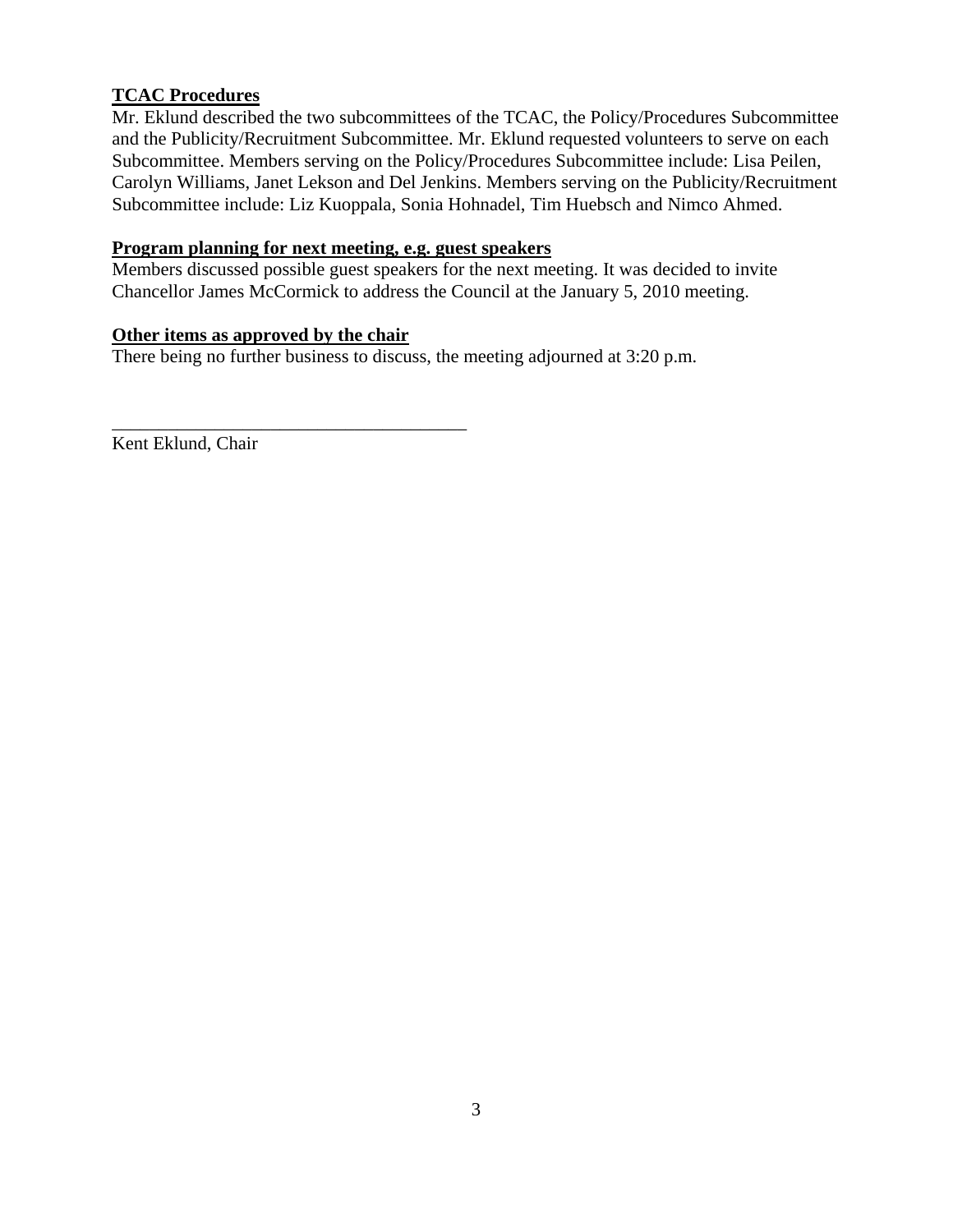**TCAC Procedures**

Mr. Eklund described the two subcommittees of the TCAC, the Policy/Procedures Subcommittee and the Publicity/Recruitment Subcommittee. Mr. Eklund requested volunteers to serve on each Subcommittee. Members serving on the Policy/Procedures Subcommittee include: Lisa Peilen, Carolyn Williams, Janet Lekson and Del Jenkins. Members serving on the Publicity/Recruitment Subcommittee include: Liz Kuoppala, Sonia Hohnadel, Tim Huebsch and Nimco Ahmed.

**Program planning for next meeting, e.g. guest speakers**

Members discussed possible guest speakers for the next meeting. It was decided to invite Chancellor James McCormick to address the Council at the January 5, 2010 meeting.

**Other items as approved by the chair**

There being no further business to discuss, the meeting adjourned at 3:20 p.m.

\_\_\_\_\_\_\_\_\_\_\_\_\_\_\_\_\_\_\_\_\_\_\_\_\_\_\_\_\_\_\_\_\_\_\_\_\_\_\_\_

Kent Eklund, Chair